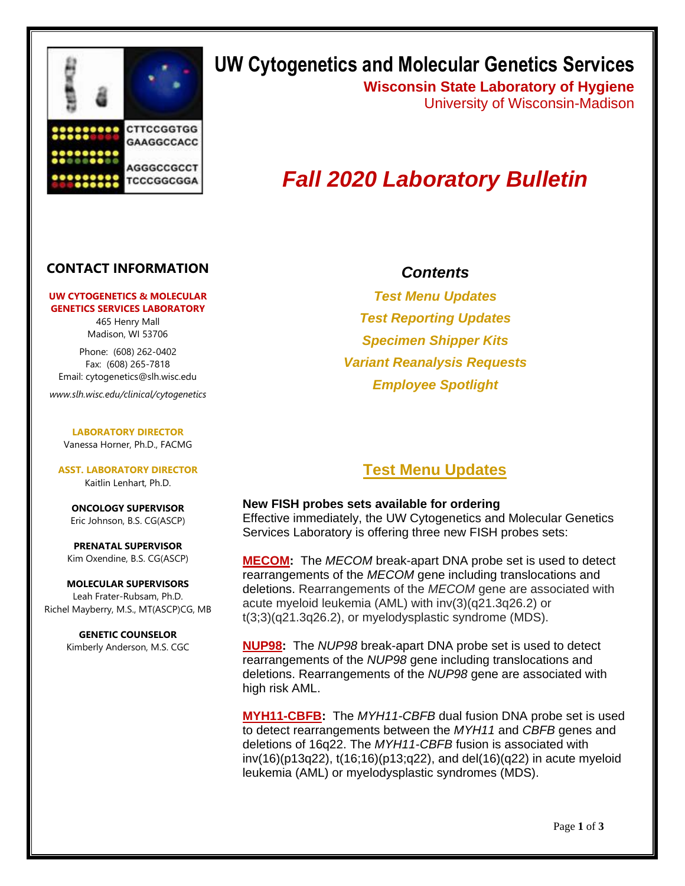# UW Cytogenetics and Molecular Genetics Services

**Wisconsin State Laboratory of Hygiene**

University of Wisconsin-Madison

# *Fall 2020 Laboratory Bulletin*

## CONTACT INFORMATION

**UW CYTOGENETICS & MOLECULAR GENETICS SERVICES LABORATORY**

465 Henry Mall
Madison, WI 53706

Phone: (608) 262-0402
Fax: (608) 265-7818
Email: cytogenetics@slh.wisc.edu

*www.slh.wisc.edu/clinical/cytogenetics*

**LABORATORY DIRECTOR**
Vanessa Horner, Ph.D., FACMG

**ASST. LABORATORY DIRECTOR**
Kaitlin Lenhart, Ph.D.

**ONCOLOGY SUPERVISOR**
Eric Johnson, B.S. CG(ASCP)

**PRENATAL SUPERVISOR**
Kim Oxendine, B.S. CG(ASCP)

**MOLECULAR SUPERVISORS**
Leah Frater-Rubsam, Ph.D.
Richel Mayberry, M.S., MT(ASCP)CG, MB

**GENETIC COUNSELOR**
Kimberly Anderson, M.S. CGC

## *Contents*

*Test Menu Updates*

*Test Reporting Updates*

*Specimen Shipper Kits*

*Variant Reanalysis Requests*

*Employee Spotlight*

## Test Menu Updates

**New FISH probes sets available for ordering**
Effective immediately, the UW Cytogenetics and Molecular Genetics Services Laboratory is offering three new FISH probes sets:

**MECOM:** The *MECOM* break-apart DNA probe set is used to detect rearrangements of the *MECOM* gene including translocations and deletions. Rearrangements of the *MECOM* gene are associated with acute myeloid leukemia (AML) with inv(3)(q21.3q26.2) or t(3;3)(q21.3q26.2), or myelodysplastic syndrome (MDS).

**NUP98:** The *NUP98* break-apart DNA probe set is used to detect rearrangements of the *NUP98* gene including translocations and deletions. Rearrangements of the *NUP98* gene are associated with high risk AML.

**MYH11-CBFB:** The *MYH11-CBFB* dual fusion DNA probe set is used to detect rearrangements between the *MYH11* and *CBFB* genes and deletions of 16q22. The *MYH11-CBFB* fusion is associated with inv(16)(p13q22), t(16;16)(p13;q22), and del(16)(q22) in acute myeloid leukemia (AML) or myelodysplastic syndromes (MDS).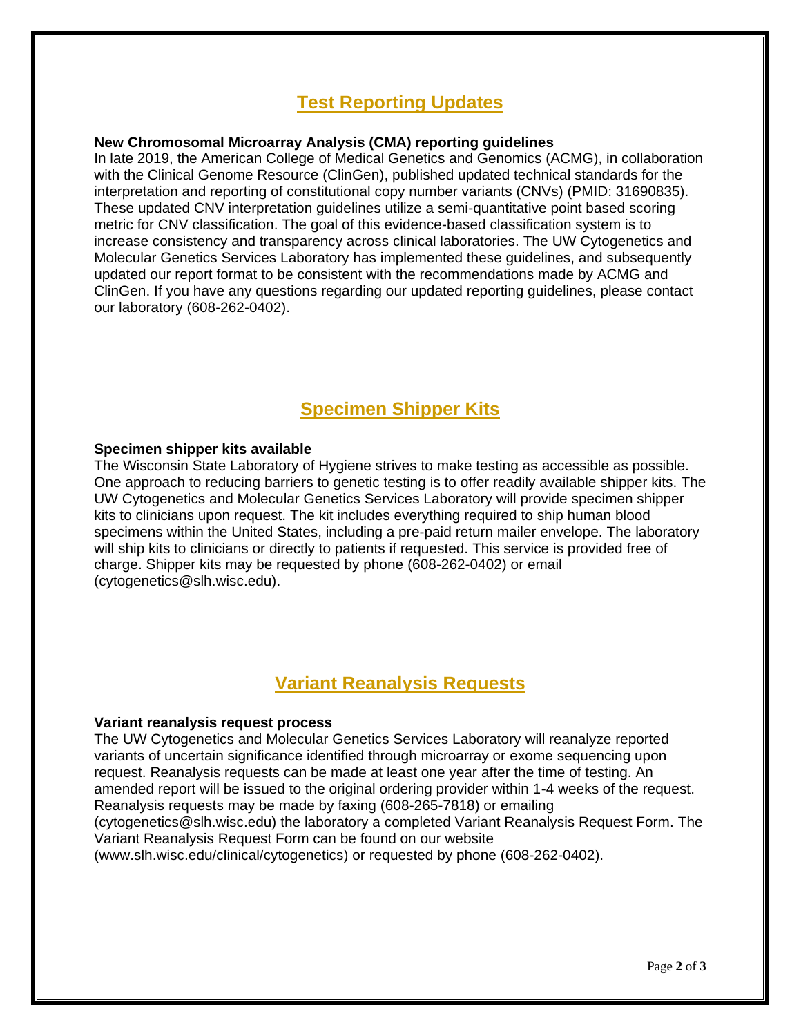## Test Reporting Updates

**New Chromosomal Microarray Analysis (CMA) reporting guidelines**

In late 2019, the American College of Medical Genetics and Genomics (ACMG), in collaboration with the Clinical Genome Resource (ClinGen), published updated technical standards for the interpretation and reporting of constitutional copy number variants (CNVs) (PMID: 31690835). These updated CNV interpretation guidelines utilize a semi-quantitative point based scoring metric for CNV classification. The goal of this evidence-based classification system is to increase consistency and transparency across clinical laboratories. The UW Cytogenetics and Molecular Genetics Services Laboratory has implemented these guidelines, and subsequently updated our report format to be consistent with the recommendations made by ACMG and ClinGen. If you have any questions regarding our updated reporting guidelines, please contact our laboratory (608-262-0402).

## Specimen Shipper Kits

**Specimen shipper kits available**

The Wisconsin State Laboratory of Hygiene strives to make testing as accessible as possible. One approach to reducing barriers to genetic testing is to offer readily available shipper kits. The UW Cytogenetics and Molecular Genetics Services Laboratory will provide specimen shipper kits to clinicians upon request. The kit includes everything required to ship human blood specimens within the United States, including a pre-paid return mailer envelope. The laboratory will ship kits to clinicians or directly to patients if requested. This service is provided free of charge. Shipper kits may be requested by phone (608-262-0402) or email (cytogenetics@slh.wisc.edu).

## Variant Reanalysis Requests

**Variant reanalysis request process**

The UW Cytogenetics and Molecular Genetics Services Laboratory will reanalyze reported variants of uncertain significance identified through microarray or exome sequencing upon request. Reanalysis requests can be made at least one year after the time of testing. An amended report will be issued to the original ordering provider within 1-4 weeks of the request. Reanalysis requests may be made by faxing (608-265-7818) or emailing (cytogenetics@slh.wisc.edu) the laboratory a completed Variant Reanalysis Request Form. The Variant Reanalysis Request Form can be found on our website (www.slh.wisc.edu/clinical/cytogenetics) or requested by phone (608-262-0402).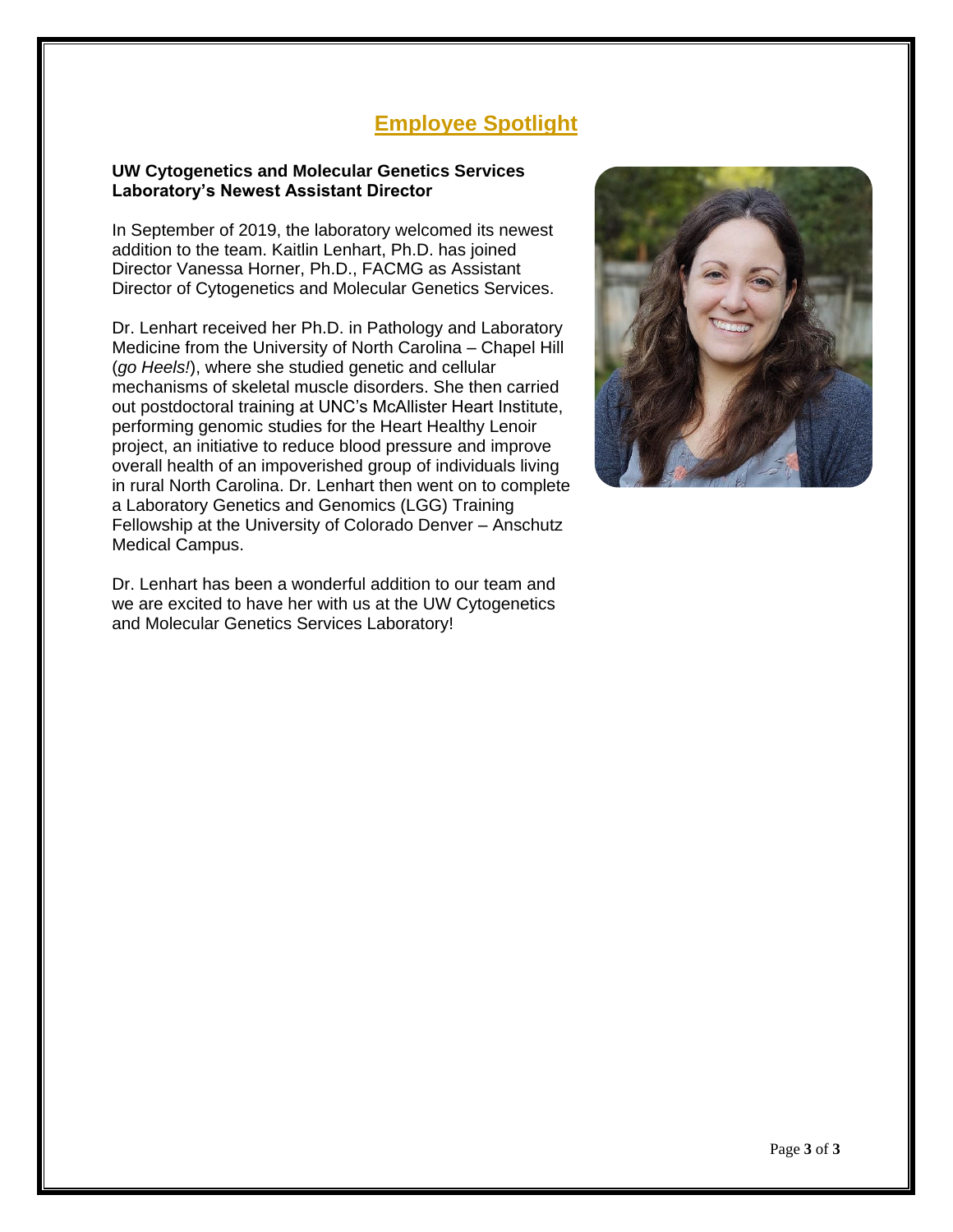# Employee Spotlight

**UW Cytogenetics and Molecular Genetics Services Laboratory's Newest Assistant Director**

In September of 2019, the laboratory welcomed its newest addition to the team. Kaitlin Lenhart, Ph.D. has joined Director Vanessa Horner, Ph.D., FACMG as Assistant Director of Cytogenetics and Molecular Genetics Services.

Dr. Lenhart received her Ph.D. in Pathology and Laboratory Medicine from the University of North Carolina – Chapel Hill (*go Heels!*), where she studied genetic and cellular mechanisms of skeletal muscle disorders. She then carried out postdoctoral training at UNC's McAllister Heart Institute, performing genomic studies for the Heart Healthy Lenoir project, an initiative to reduce blood pressure and improve overall health of an impoverished group of individuals living in rural North Carolina. Dr. Lenhart then went on to complete a Laboratory Genetics and Genomics (LGG) Training Fellowship at the University of Colorado Denver – Anschutz Medical Campus.

Dr. Lenhart has been a wonderful addition to our team and we are excited to have her with us at the UW Cytogenetics and Molecular Genetics Services Laboratory!